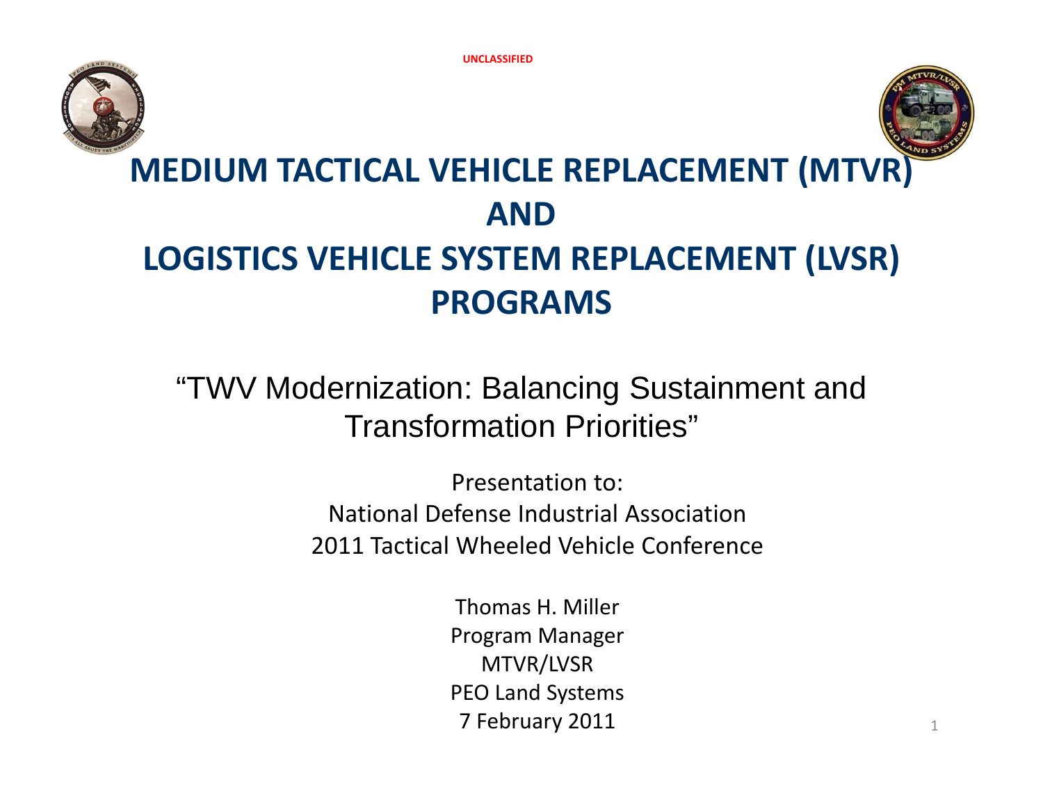UNCLASSIFIED

# MEDIUM TACTICAL VEHICLE REPLACEMENT (MTVR) AND LOGISTICS VEHICLE SYSTEM REPLACEMENT (LVSR) PROGRAMS

## "TWV Modernization: Balancing Sustainment and Transformation Priorities"

Presentation to:
National Defense Industrial Association
2011 Tactical Wheeled Vehicle Conference

Thomas H. Miller
Program Manager
MTVR/LVSR
PEO Land Systems
7 February 2011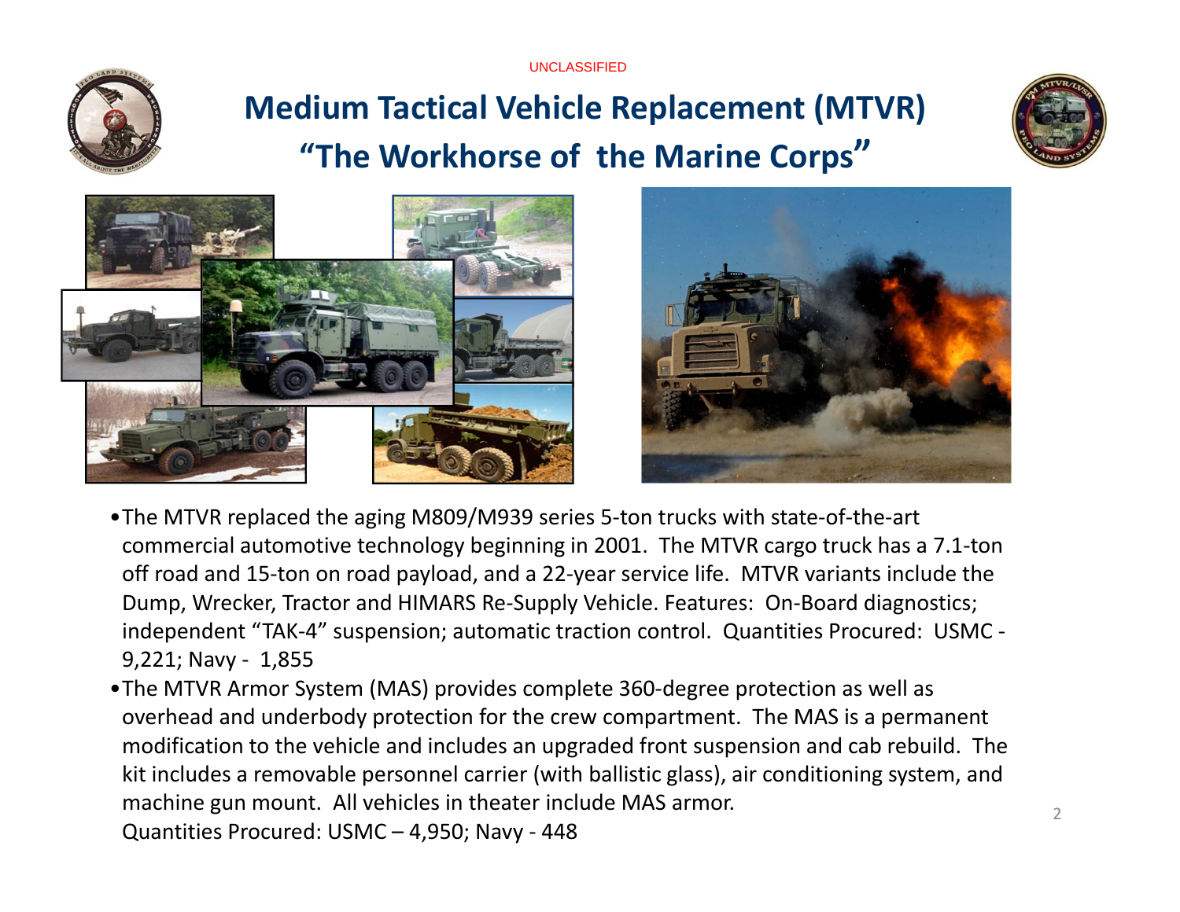UNCLASSIFIED

# Medium Tactical Vehicle Replacement (MTVR) "The Workhorse of the Marine Corps"

- The MTVR replaced the aging M809/M939 series 5-ton trucks with state-of-the-art commercial automotive technology beginning in 2001. The MTVR cargo truck has a 7.1-ton off road and 15-ton on road payload, and a 22-year service life. MTVR variants include the Dump, Wrecker, Tractor and HIMARS Re-Supply Vehicle. Features: On-Board diagnostics; independent "TAK-4" suspension; automatic traction control. Quantities Procured: USMC - 9,221; Navy - 1,855
- The MTVR Armor System (MAS) provides complete 360-degree protection as well as overhead and underbody protection for the crew compartment. The MAS is a permanent modification to the vehicle and includes an upgraded front suspension and cab rebuild. The kit includes a removable personnel carrier (with ballistic glass), air conditioning system, and machine gun mount. All vehicles in theater include MAS armor. Quantities Procured: USMC – 4,950; Navy - 448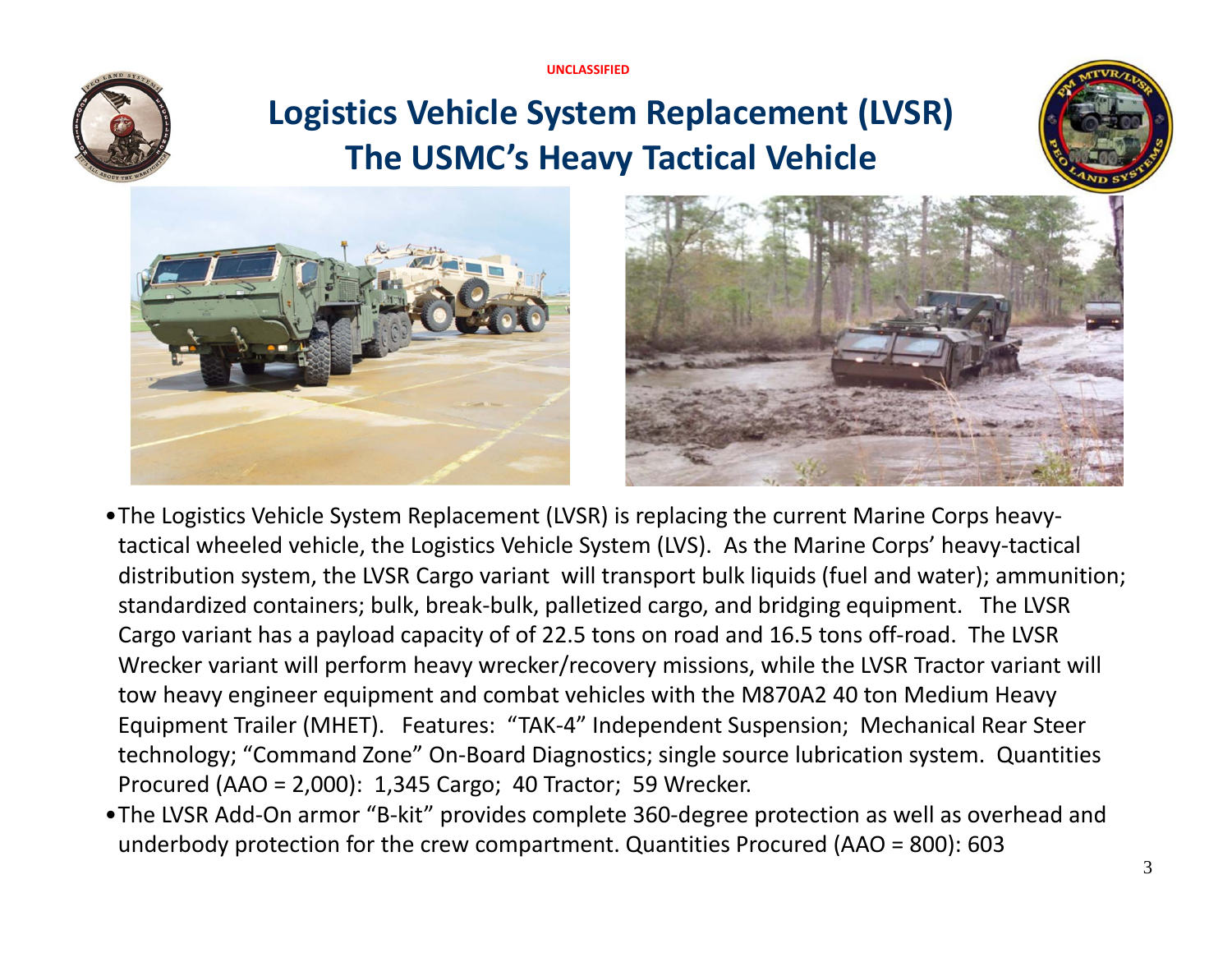UNCLASSIFIED

# Logistics Vehicle System Replacement (LVSR) The USMC's Heavy Tactical Vehicle

- The Logistics Vehicle System Replacement (LVSR) is replacing the current Marine Corps heavy-tactical wheeled vehicle, the Logistics Vehicle System (LVS). As the Marine Corps' heavy-tactical distribution system, the LVSR Cargo variant will transport bulk liquids (fuel and water); ammunition; standardized containers; bulk, break-bulk, palletized cargo, and bridging equipment. The LVSR Cargo variant has a payload capacity of of 22.5 tons on road and 16.5 tons off-road. The LVSR Wrecker variant will perform heavy wrecker/recovery missions, while the LVSR Tractor variant will tow heavy engineer equipment and combat vehicles with the M870A2 40 ton Medium Heavy Equipment Trailer (MHET). Features: "TAK-4" Independent Suspension; Mechanical Rear Steer technology; "Command Zone" On-Board Diagnostics; single source lubrication system. Quantities Procured (AAO = 2,000): 1,345 Cargo; 40 Tractor; 59 Wrecker.
- The LVSR Add-On armor "B-kit" provides complete 360-degree protection as well as overhead and underbody protection for the crew compartment. Quantities Procured (AAO = 800): 603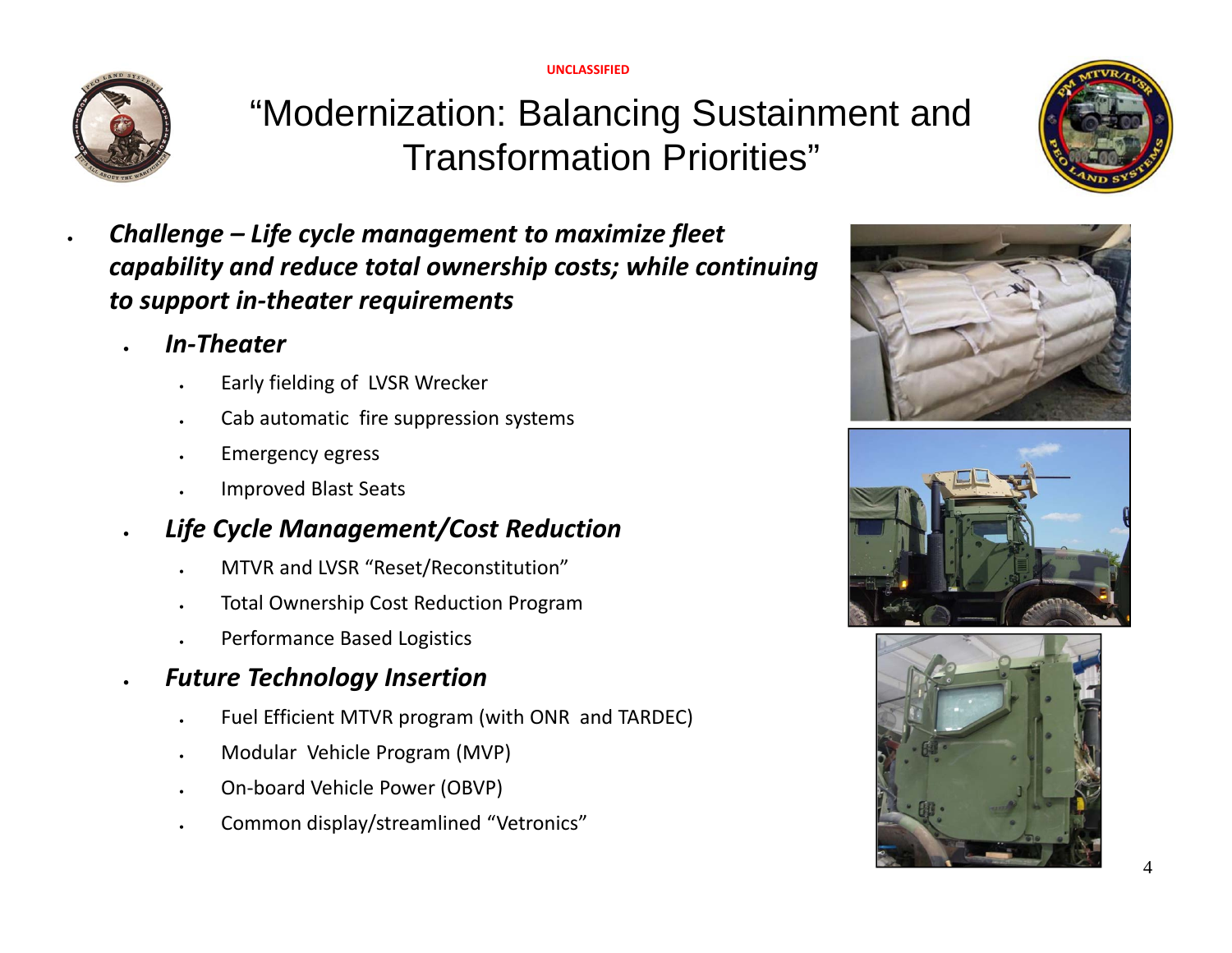UNCLASSIFIED

# "Modernization: Balancing Sustainment and Transformation Priorities"

- ***Challenge – Life cycle management to maximize fleet capability and reduce total ownership costs; while continuing to support in-theater requirements***
  - ***In-Theater***
    - Early fielding of LVSR Wrecker
    - Cab automatic fire suppression systems
    - Emergency egress
    - Improved Blast Seats
  - ***Life Cycle Management/Cost Reduction***
    - MTVR and LVSR "Reset/Reconstitution"
    - Total Ownership Cost Reduction Program
    - Performance Based Logistics
  - ***Future Technology Insertion***
    - Fuel Efficient MTVR program (with ONR and TARDEC)
    - Modular Vehicle Program (MVP)
    - On-board Vehicle Power (OBVP)
    - Common display/streamlined "Vetronics"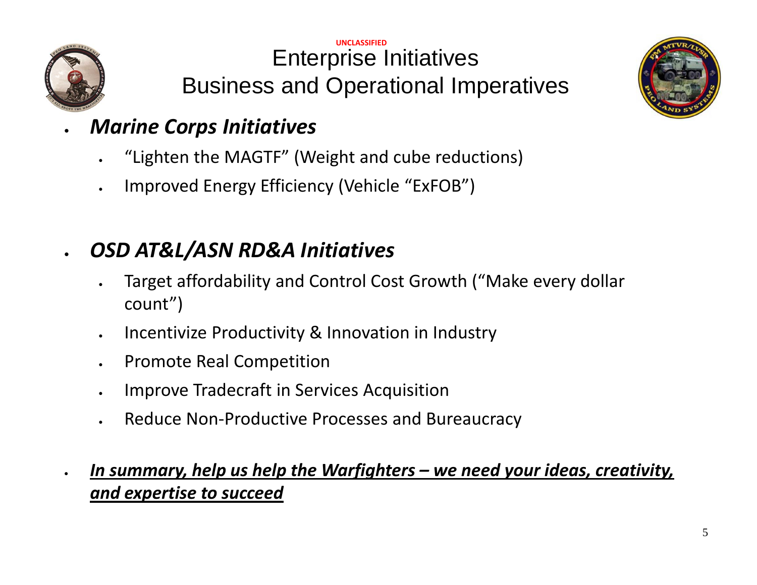UNCLASSIFIED

# Enterprise Initiatives
## Business and Operational Imperatives

- ***Marine Corps Initiatives***
  - "Lighten the MAGTF" (Weight and cube reductions)
  - Improved Energy Efficiency (Vehicle "ExFOB")

- ***OSD AT&L/ASN RD&A Initiatives***
  - Target affordability and Control Cost Growth ("Make every dollar count")
  - Incentivize Productivity & Innovation in Industry
  - Promote Real Competition
  - Improve Tradecraft in Services Acquisition
  - Reduce Non-Productive Processes and Bureaucracy

- <u>***In summary, help us help the Warfighters – we need your ideas, creativity, and expertise to succeed***</u>